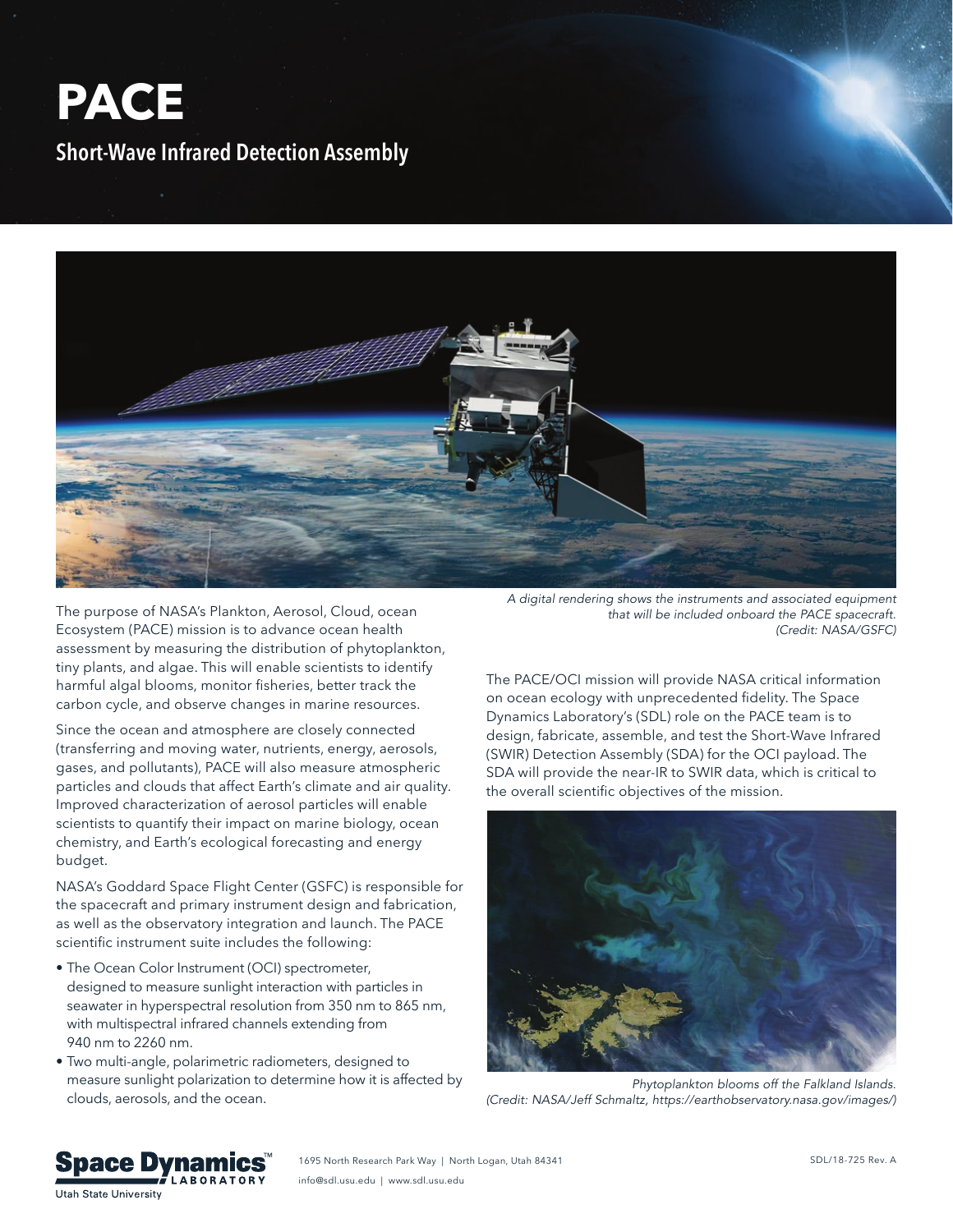# PACE

## Short-Wave Infrared Detection Assembly

*A digital rendering shows the instruments and associated equipment that will be included onboard the PACE spacecraft. (Credit: NASA/GSFC)*

The purpose of NASA's Plankton, Aerosol, Cloud, ocean Ecosystem (PACE) mission is to advance ocean health assessment by measuring the distribution of phytoplankton, tiny plants, and algae. This will enable scientists to identify harmful algal blooms, monitor fisheries, better track the carbon cycle, and observe changes in marine resources.

Since the ocean and atmosphere are closely connected (transferring and moving water, nutrients, energy, aerosols, gases, and pollutants), PACE will also measure atmospheric particles and clouds that affect Earth's climate and air quality. Improved characterization of aerosol particles will enable scientists to quantify their impact on marine biology, ocean chemistry, and Earth's ecological forecasting and energy budget.

NASA's Goddard Space Flight Center (GSFC) is responsible for the spacecraft and primary instrument design and fabrication, as well as the observatory integration and launch. The PACE scientific instrument suite includes the following:

- The Ocean Color Instrument (OCI) spectrometer, designed to measure sunlight interaction with particles in seawater in hyperspectral resolution from 350 nm to 865 nm, with multispectral infrared channels extending from 940 nm to 2260 nm.
- Two multi-angle, polarimetric radiometers, designed to measure sunlight polarization to determine how it is affected by clouds, aerosols, and the ocean.

The PACE/OCI mission will provide NASA critical information on ocean ecology with unprecedented fidelity. The Space Dynamics Laboratory's (SDL) role on the PACE team is to design, fabricate, assemble, and test the Short-Wave Infrared (SWIR) Detection Assembly (SDA) for the OCI payload. The SDA will provide the near-IR to SWIR data, which is critical to the overall scientific objectives of the mission.

*Phytoplankton blooms off the Falkland Islands. (Credit: NASA/Jeff Schmaltz, https://earthobservatory.nasa.gov/images/)*

Space Dynamics™ Laboratory
Utah State University

1695 North Research Park Way | North Logan, Utah 84341
info@sdl.usu.edu | www.sdl.usu.edu

SDL/18-725 Rev. A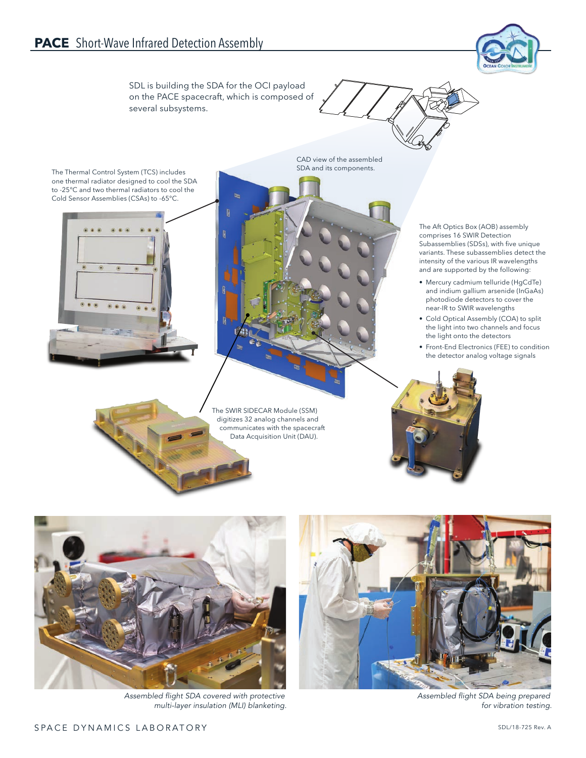# PACE Short-Wave Infrared Detection Assembly

SDL is building the SDA for the OCI payload on the PACE spacecraft, which is composed of several subsystems.

CAD view of the assembled SDA and its components.

The Thermal Control System (TCS) includes one thermal radiator designed to cool the SDA to -25°C and two thermal radiators to cool the Cold Sensor Assemblies (CSAs) to -65°C.

The Aft Optics Box (AOB) assembly comprises 16 SWIR Detection Subassemblies (SDSs), with five unique variants. These subassemblies detect the intensity of the various IR wavelengths and are supported by the following:

- Mercury cadmium telluride (HgCdTe) and indium gallium arsenide (InGaAs) photodiode detectors to cover the near-IR to SWIR wavelengths
- Cold Optical Assembly (COA) to split the light into two channels and focus the light onto the detectors
- Front-End Electronics (FEE) to condition the detector analog voltage signals

The SWIR SIDECAR Module (SSM) digitizes 32 analog channels and communicates with the spacecraft Data Acquisition Unit (DAU).

*Assembled flight SDA covered with protective multi-layer insulation (MLI) blanketing.*

*Assembled flight SDA being prepared for vibration testing.*

SPACE DYNAMICS LABORATORY

SDL/18-725 Rev. A